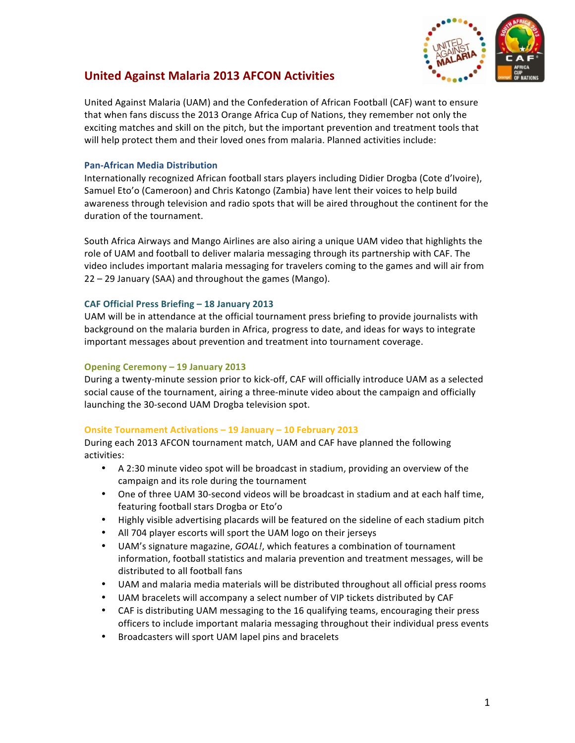# United Against Malaria 2013 AFCON Activities

United Against Malaria (UAM) and the Confederation of African Football (CAF) want to ensure that when fans discuss the 2013 Orange Africa Cup of Nations, they remember not only the exciting matches and skill on the pitch, but the important prevention and treatment tools that will help protect them and their loved ones from malaria. Planned activities include:

### Pan-African Media Distribution

Internationally recognized African football stars players including Didier Drogba (Cote d'Ivoire), Samuel Eto'o (Cameroon) and Chris Katongo (Zambia) have lent their voices to help build awareness through television and radio spots that will be aired throughout the continent for the duration of the tournament.

South Africa Airways and Mango Airlines are also airing a unique UAM video that highlights the role of UAM and football to deliver malaria messaging through its partnership with CAF. The video includes important malaria messaging for travelers coming to the games and will air from 22 – 29 January (SAA) and throughout the games (Mango).

### CAF Official Press Briefing – 18 January 2013

UAM will be in attendance at the official tournament press briefing to provide journalists with background on the malaria burden in Africa, progress to date, and ideas for ways to integrate important messages about prevention and treatment into tournament coverage.

### Opening Ceremony – 19 January 2013

During a twenty-minute session prior to kick-off, CAF will officially introduce UAM as a selected social cause of the tournament, airing a three-minute video about the campaign and officially launching the 30-second UAM Drogba television spot.

### Onsite Tournament Activations – 19 January – 10 February 2013

During each 2013 AFCON tournament match, UAM and CAF have planned the following activities:

- A 2:30 minute video spot will be broadcast in stadium, providing an overview of the campaign and its role during the tournament
- One of three UAM 30-second videos will be broadcast in stadium and at each half time, featuring football stars Drogba or Eto'o
- Highly visible advertising placards will be featured on the sideline of each stadium pitch
- All 704 player escorts will sport the UAM logo on their jerseys
- UAM's signature magazine, *GOAL!*, which features a combination of tournament information, football statistics and malaria prevention and treatment messages, will be distributed to all football fans
- UAM and malaria media materials will be distributed throughout all official press rooms
- UAM bracelets will accompany a select number of VIP tickets distributed by CAF
- CAF is distributing UAM messaging to the 16 qualifying teams, encouraging their press officers to include important malaria messaging throughout their individual press events
- Broadcasters will sport UAM lapel pins and bracelets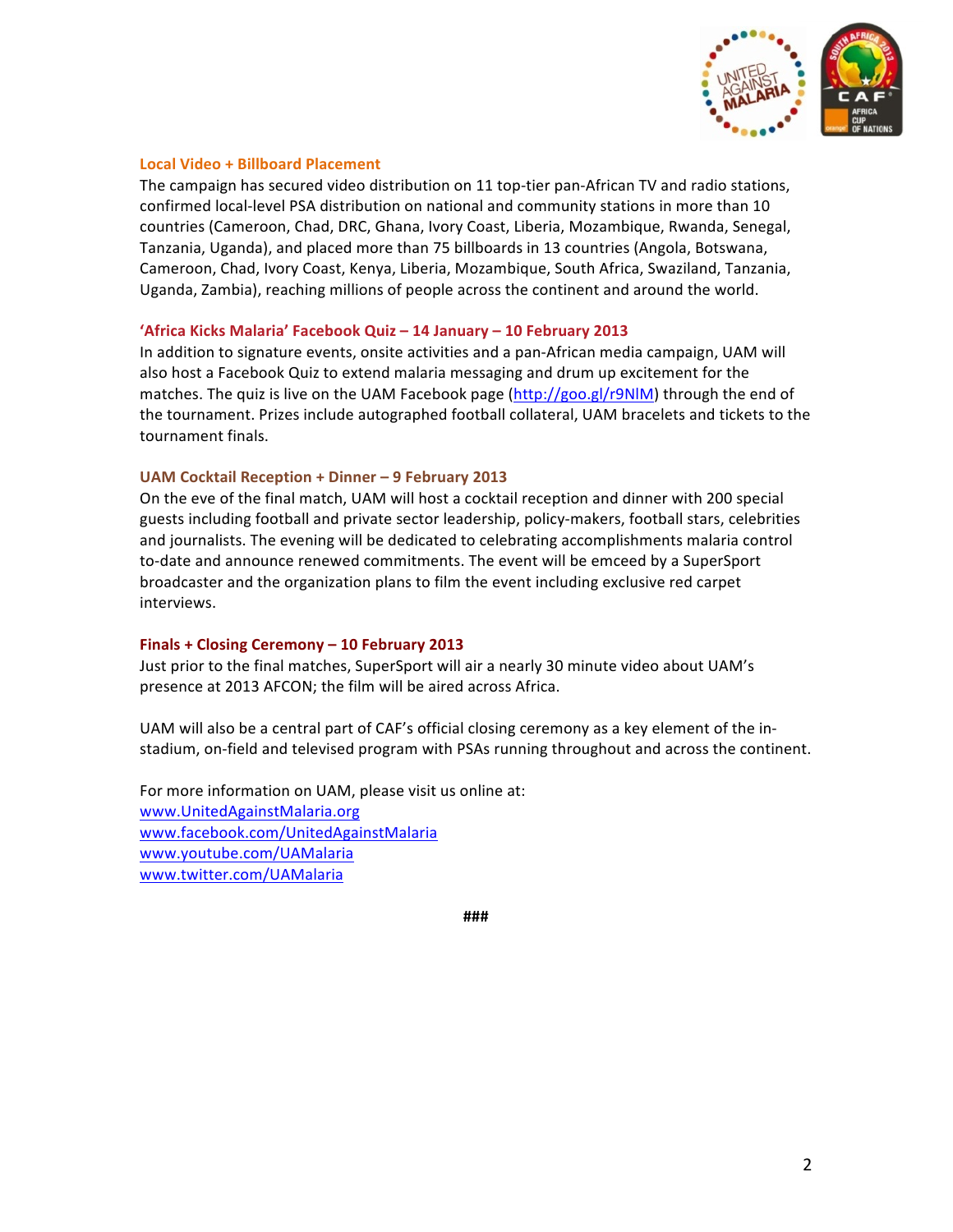### Local Video + Billboard Placement

The campaign has secured video distribution on 11 top-tier pan-African TV and radio stations, confirmed local-level PSA distribution on national and community stations in more than 10 countries (Cameroon, Chad, DRC, Ghana, Ivory Coast, Liberia, Mozambique, Rwanda, Senegal, Tanzania, Uganda), and placed more than 75 billboards in 13 countries (Angola, Botswana, Cameroon, Chad, Ivory Coast, Kenya, Liberia, Mozambique, South Africa, Swaziland, Tanzania, Uganda, Zambia), reaching millions of people across the continent and around the world.

### 'Africa Kicks Malaria' Facebook Quiz – 14 January – 10 February 2013

In addition to signature events, onsite activities and a pan-African media campaign, UAM will also host a Facebook Quiz to extend malaria messaging and drum up excitement for the matches. The quiz is live on the UAM Facebook page (http://goo.gl/r9NlM) through the end of the tournament. Prizes include autographed football collateral, UAM bracelets and tickets to the tournament finals.

### UAM Cocktail Reception + Dinner – 9 February 2013

On the eve of the final match, UAM will host a cocktail reception and dinner with 200 special guests including football and private sector leadership, policy-makers, football stars, celebrities and journalists. The evening will be dedicated to celebrating accomplishments malaria control to-date and announce renewed commitments. The event will be emceed by a SuperSport broadcaster and the organization plans to film the event including exclusive red carpet interviews.

### Finals + Closing Ceremony – 10 February 2013

Just prior to the final matches, SuperSport will air a nearly 30 minute video about UAM's presence at 2013 AFCON; the film will be aired across Africa.

UAM will also be a central part of CAF's official closing ceremony as a key element of the in-stadium, on-field and televised program with PSAs running throughout and across the continent.

For more information on UAM, please visit us online at:
www.UnitedAgainstMalaria.org
www.facebook.com/UnitedAgainstMalaria
www.youtube.com/UAMalaria
www.twitter.com/UAMalaria

###